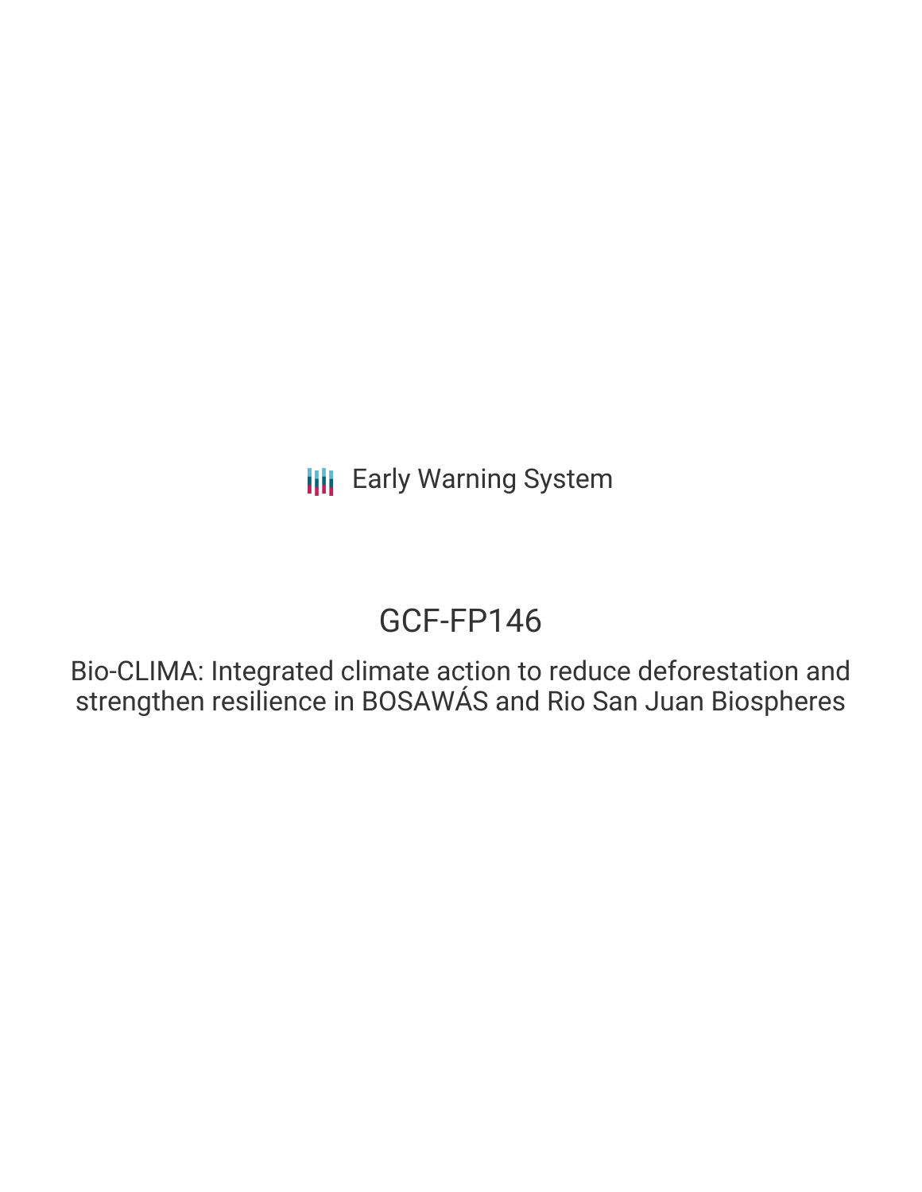Early Warning System

# GCF-FP146

Bio-CLIMA: Integrated climate action to reduce deforestation and strengthen resilience in BOSAWÁS and Rio San Juan Biospheres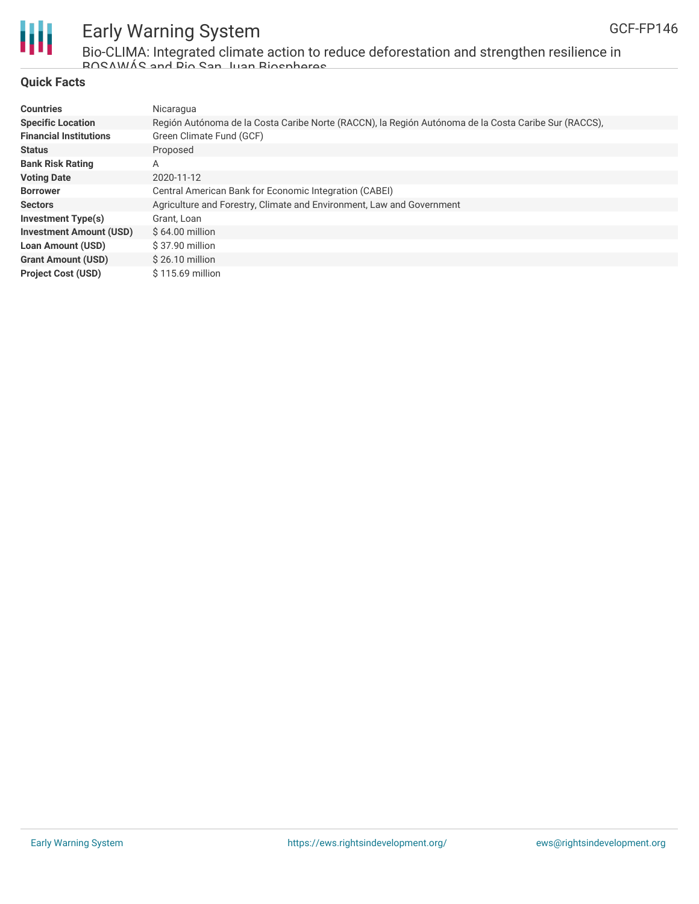## Quick Facts

| | |
|---|---|
| **Countries** | Nicaragua |
| **Specific Location** | Región Autónoma de la Costa Caribe Norte (RACCN), la Región Autónoma de la Costa Caribe Sur (RACCS), |
| **Financial Institutions** | Green Climate Fund (GCF) |
| **Status** | Proposed |
| **Bank Risk Rating** | A |
| **Voting Date** | 2020-11-12 |
| **Borrower** | Central American Bank for Economic Integration (CABEI) |
| **Sectors** | Agriculture and Forestry, Climate and Environment, Law and Government |
| **Investment Type(s)** | Grant, Loan |
| **Investment Amount (USD)** | $ 64.00 million |
| **Loan Amount (USD)** | $ 37.90 million |
| **Grant Amount (USD)** | $ 26.10 million |
| **Project Cost (USD)** | $ 115.69 million |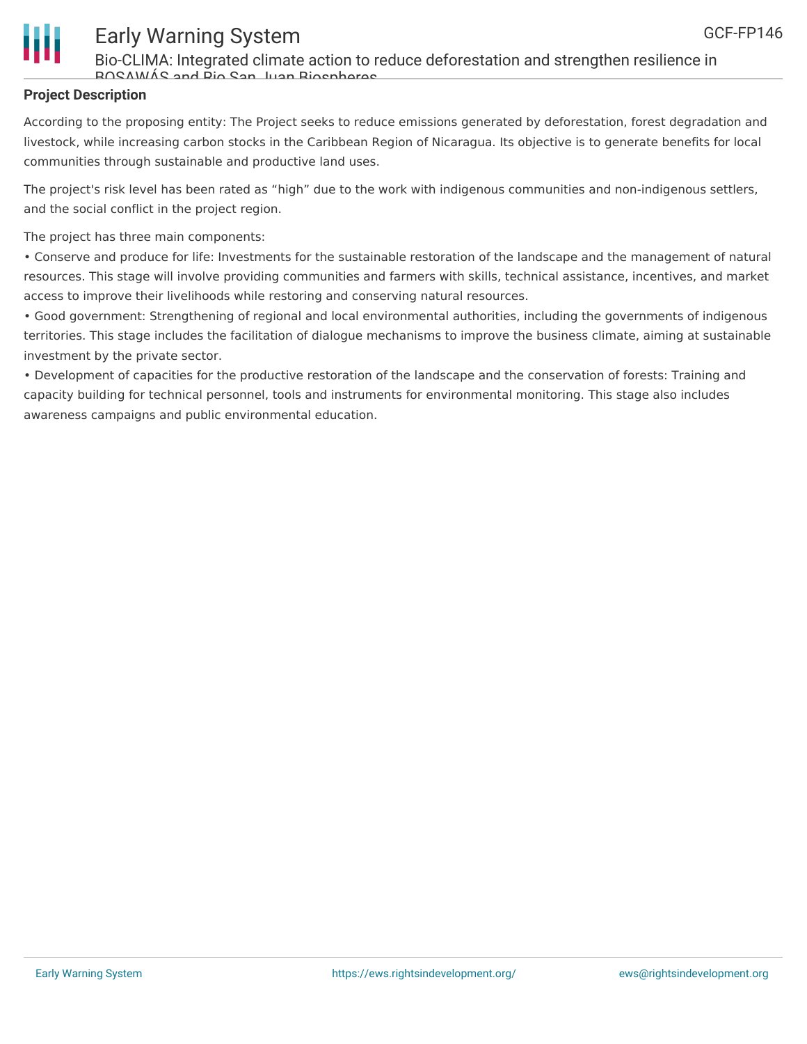**Project Description**

According to the proposing entity: The Project seeks to reduce emissions generated by deforestation, forest degradation and livestock, while increasing carbon stocks in the Caribbean Region of Nicaragua. Its objective is to generate benefits for local communities through sustainable and productive land uses.

The project's risk level has been rated as "high" due to the work with indigenous communities and non-indigenous settlers, and the social conflict in the project region.

The project has three main components:

• Conserve and produce for life: Investments for the sustainable restoration of the landscape and the management of natural resources. This stage will involve providing communities and farmers with skills, technical assistance, incentives, and market access to improve their livelihoods while restoring and conserving natural resources.

• Good government: Strengthening of regional and local environmental authorities, including the governments of indigenous territories. This stage includes the facilitation of dialogue mechanisms to improve the business climate, aiming at sustainable investment by the private sector.

• Development of capacities for the productive restoration of the landscape and the conservation of forests: Training and capacity building for technical personnel, tools and instruments for environmental monitoring. This stage also includes awareness campaigns and public environmental education.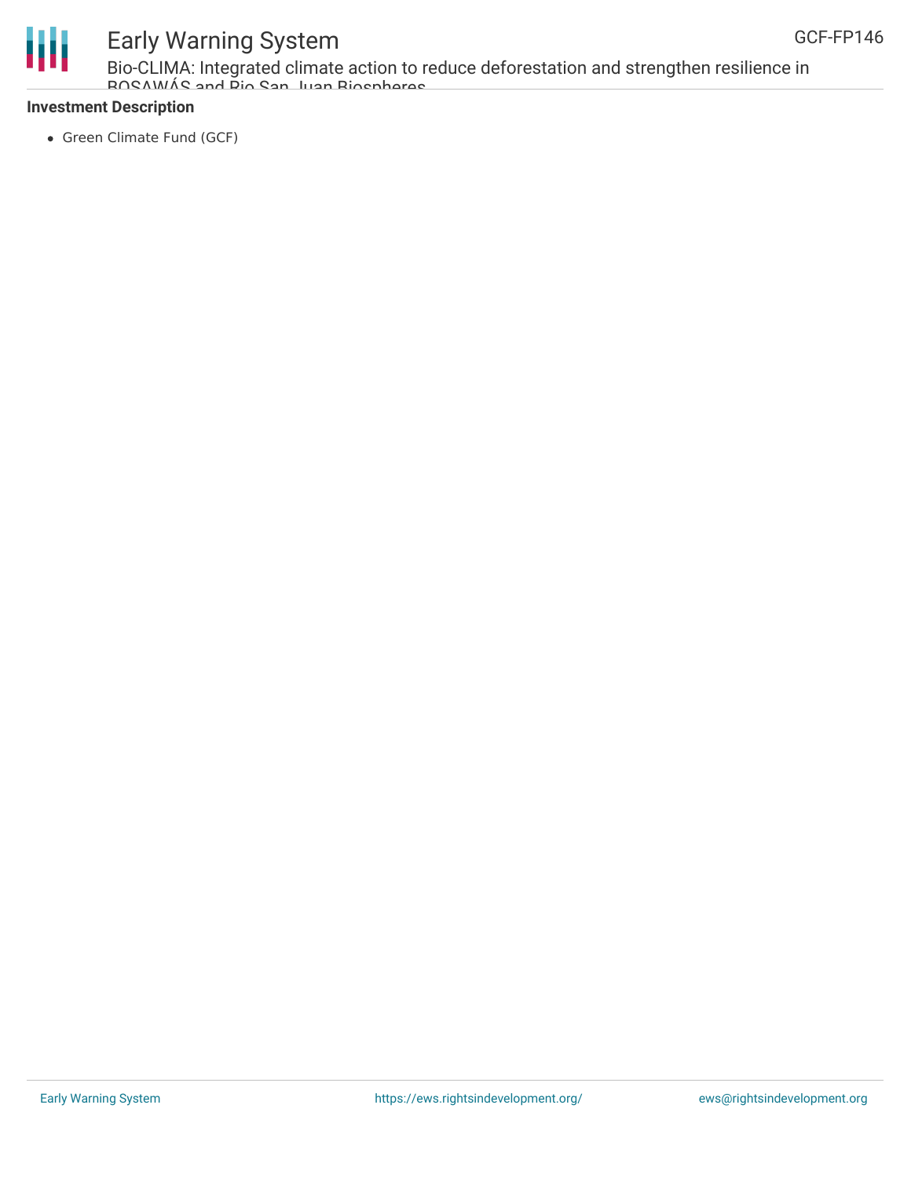**Investment Description**

- Green Climate Fund (GCF)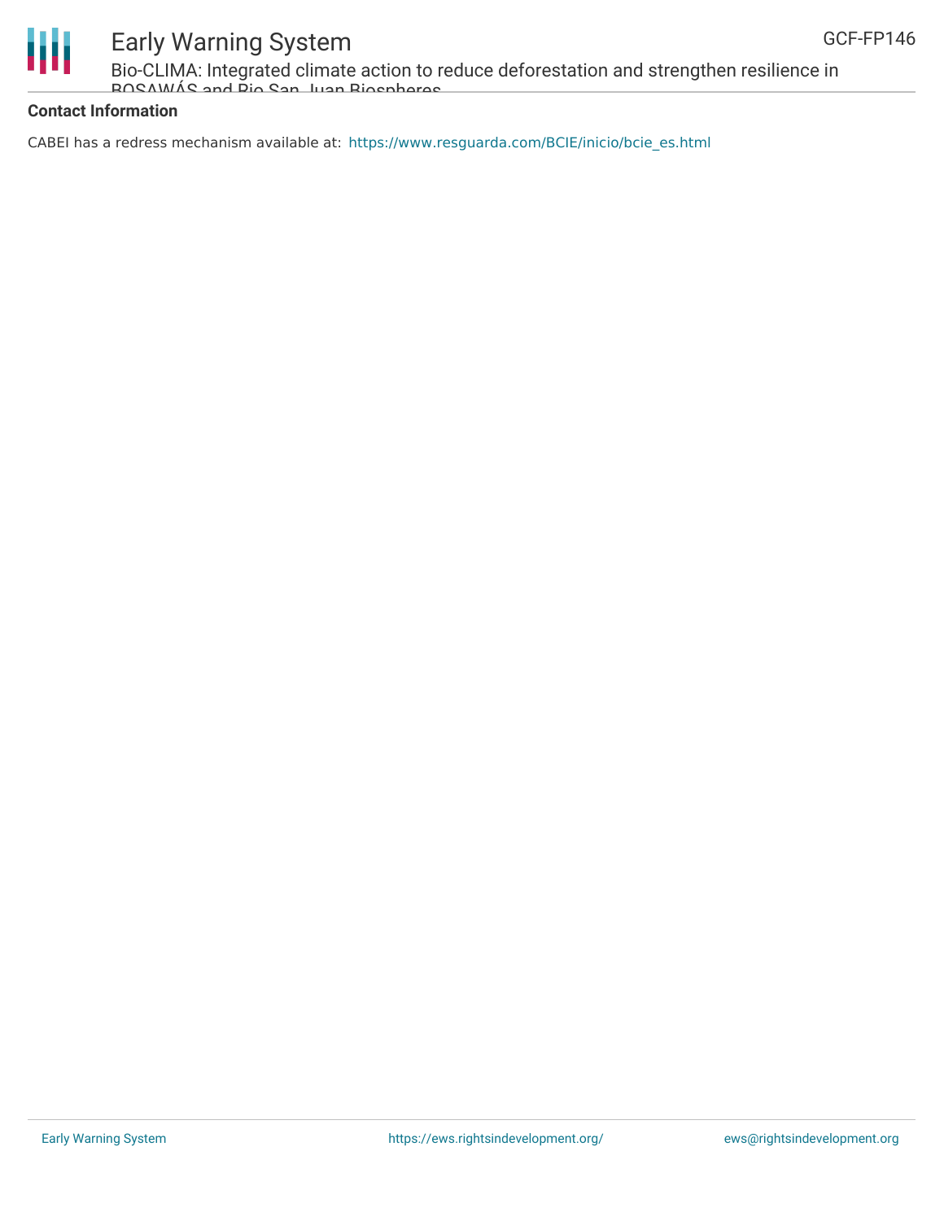**Contact Information**

CABEI has a redress mechanism available at: https://www.resguarda.com/BCIE/inicio/bcie_es.html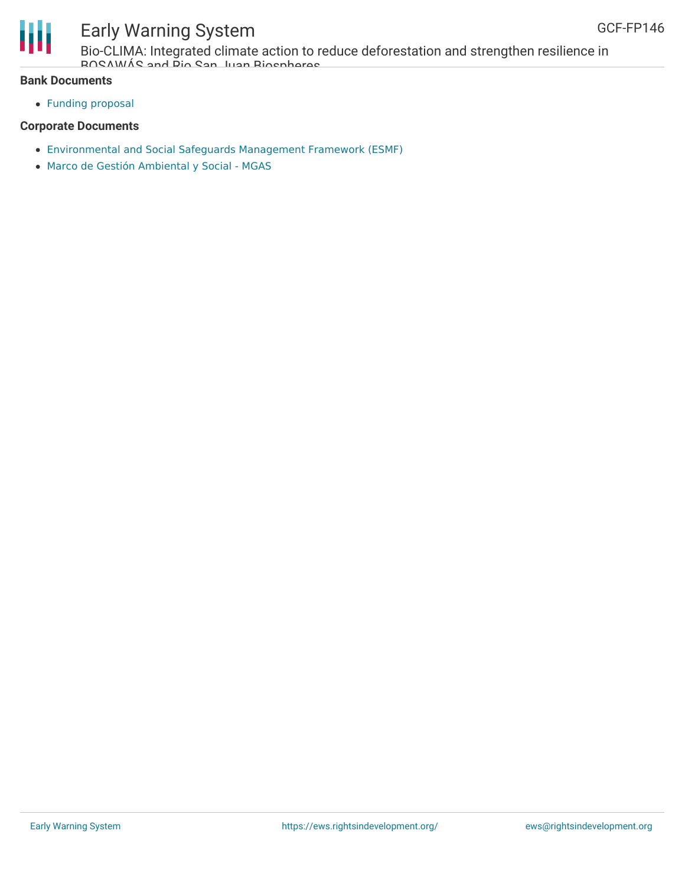**Bank Documents**

- Funding proposal

**Corporate Documents**

- Environmental and Social Safeguards Management Framework (ESMF)
- Marco de Gestión Ambiental y Social - MGAS